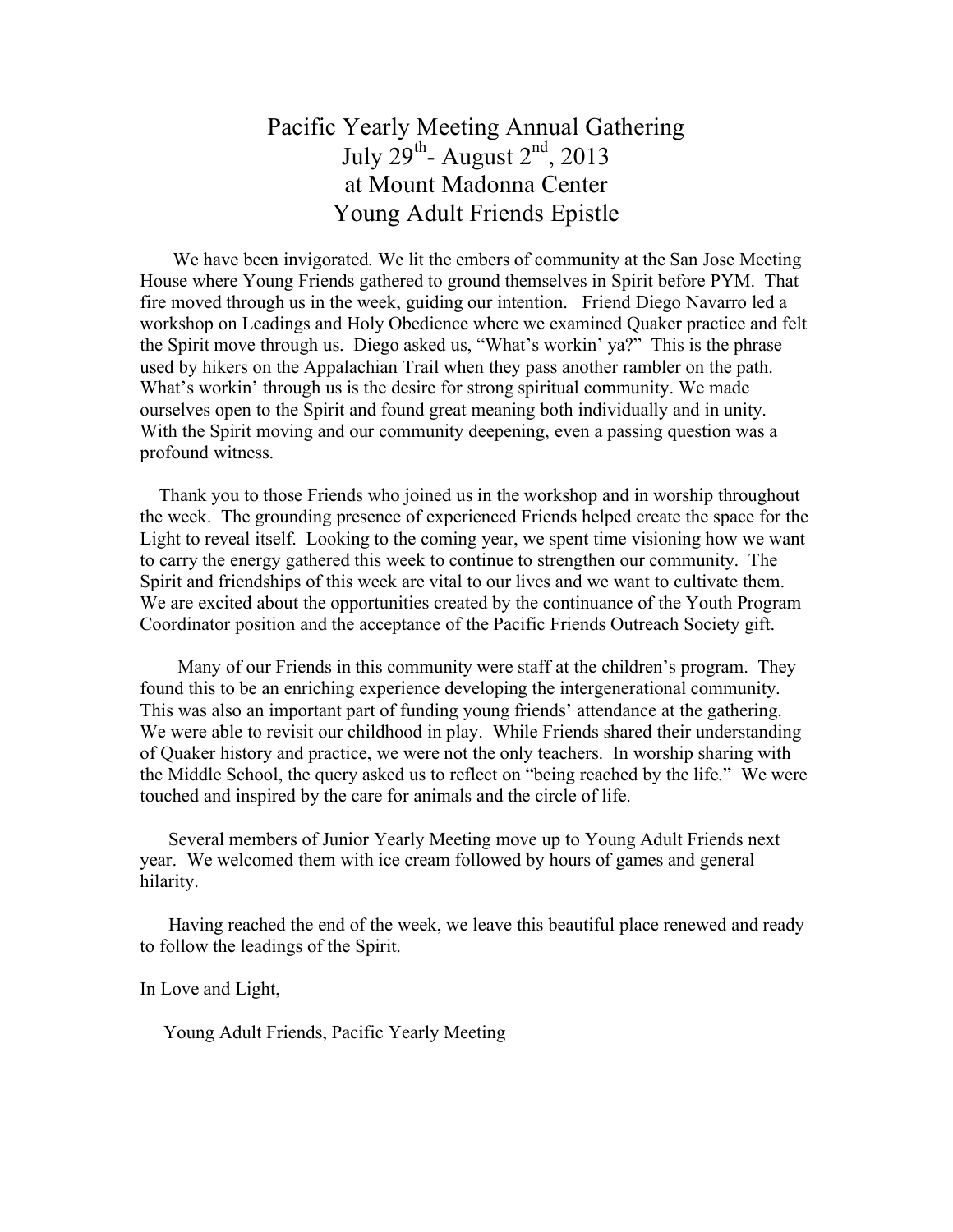# Pacific Yearly Meeting Annual Gathering
# July 29th- August 2nd, 2013
# at Mount Madonna Center
# Young Adult Friends Epistle

We have been invigorated. We lit the embers of community at the San Jose Meeting House where Young Friends gathered to ground themselves in Spirit before PYM. That fire moved through us in the week, guiding our intention. Friend Diego Navarro led a workshop on Leadings and Holy Obedience where we examined Quaker practice and felt the Spirit move through us. Diego asked us, "What's workin' ya?" This is the phrase used by hikers on the Appalachian Trail when they pass another rambler on the path. What's workin' through us is the desire for strong spiritual community. We made ourselves open to the Spirit and found great meaning both individually and in unity. With the Spirit moving and our community deepening, even a passing question was a profound witness.

Thank you to those Friends who joined us in the workshop and in worship throughout the week. The grounding presence of experienced Friends helped create the space for the Light to reveal itself. Looking to the coming year, we spent time visioning how we want to carry the energy gathered this week to continue to strengthen our community. The Spirit and friendships of this week are vital to our lives and we want to cultivate them. We are excited about the opportunities created by the continuance of the Youth Program Coordinator position and the acceptance of the Pacific Friends Outreach Society gift.

Many of our Friends in this community were staff at the children's program. They found this to be an enriching experience developing the intergenerational community. This was also an important part of funding young friends' attendance at the gathering. We were able to revisit our childhood in play. While Friends shared their understanding of Quaker history and practice, we were not the only teachers. In worship sharing with the Middle School, the query asked us to reflect on "being reached by the life." We were touched and inspired by the care for animals and the circle of life.

Several members of Junior Yearly Meeting move up to Young Adult Friends next year. We welcomed them with ice cream followed by hours of games and general hilarity.

Having reached the end of the week, we leave this beautiful place renewed and ready to follow the leadings of the Spirit.

In Love and Light,

Young Adult Friends, Pacific Yearly Meeting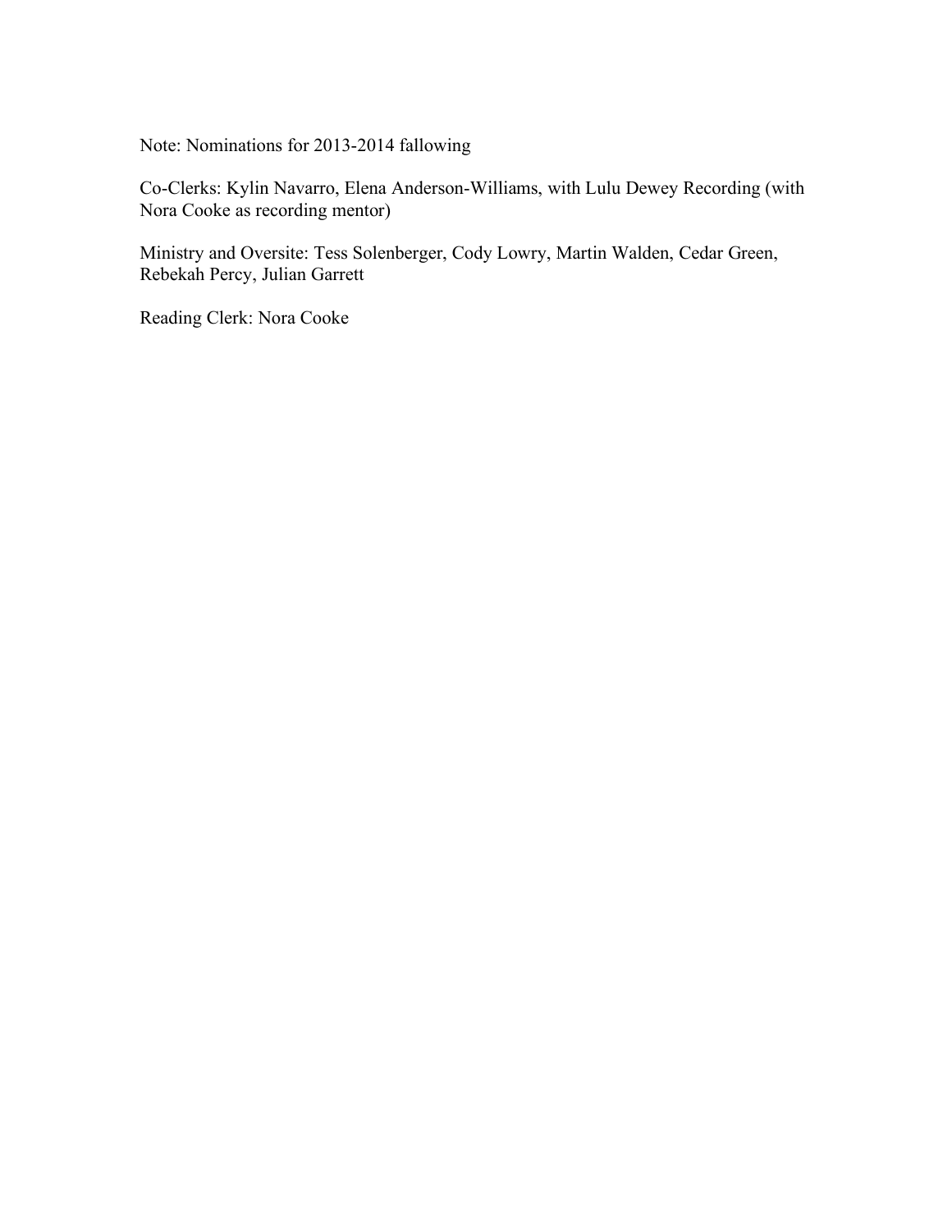Note: Nominations for 2013-2014 fallowing

Co-Clerks: Kylin Navarro, Elena Anderson-Williams, with Lulu Dewey Recording (with Nora Cooke as recording mentor)

Ministry and Oversite: Tess Solenberger, Cody Lowry, Martin Walden, Cedar Green, Rebekah Percy, Julian Garrett

Reading Clerk: Nora Cooke